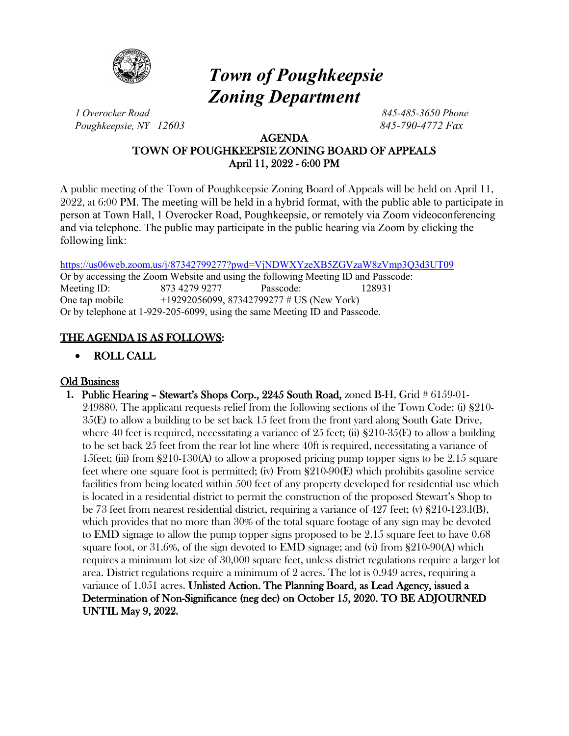# *Town of Poughkeepsie Zoning Department*

*1 Overocker Road*
*Poughkeepsie, NY 12603*

*845-485-3650 Phone*
*845-790-4772 Fax*

## AGENDA
## TOWN OF POUGHKEEPSIE ZONING BOARD OF APPEALS
## April 11, 2022 - 6:00 PM

A public meeting of the Town of Poughkeepsie Zoning Board of Appeals will be held on April 11, 2022, at 6:00 PM. The meeting will be held in a hybrid format, with the public able to participate in person at Town Hall, 1 Overocker Road, Poughkeepsie, or remotely via Zoom videoconferencing and via telephone. The public may participate in the public hearing via Zoom by clicking the following link:

https://us06web.zoom.us/j/87342799277?pwd=VjNDWXYzeXB5ZGVzaW8zVmp3Q3d3UT09

Or by accessing the Zoom Website and using the following Meeting ID and Passcode:

Meeting ID: 873 4279 9277 Passcode: 128931

One tap mobile +19292056099, 87342799277 # US (New York)

Or by telephone at 1-929-205-6099, using the same Meeting ID and Passcode.

## THE AGENDA IS AS FOLLOWS:

- **ROLL CALL**

### Old Business

1. **Public Hearing – Stewart's Shops Corp., 2245 South Road,** zoned B-H, Grid # 6159-01-249880. The applicant requests relief from the following sections of the Town Code: (i) §210-35(E) to allow a building to be set back 15 feet from the front yard along South Gate Drive, where 40 feet is required, necessitating a variance of 25 feet; (ii) §210-35(E) to allow a building to be set back 25 feet from the rear lot line where 40ft is required, necessitating a variance of 15feet; (iii) from §210-130(A) to allow a proposed pricing pump topper signs to be 2.15 square feet where one square foot is permitted; (iv) From §210-90(E) which prohibits gasoline service facilities from being located within 500 feet of any property developed for residential use which is located in a residential district to permit the construction of the proposed Stewart's Shop to be 73 feet from nearest residential district, requiring a variance of 427 feet; (v) §210-123.l(B), which provides that no more than 30% of the total square footage of any sign may be devoted to EMD signage to allow the pump topper signs proposed to be 2.15 square feet to have 0.68 square foot, or 31.6%, of the sign devoted to EMD signage; and (vi) from §210-90(A) which requires a minimum lot size of 30,000 square feet, unless district regulations require a larger lot area. District regulations require a minimum of 2 acres. The lot is 0.949 acres, requiring a variance of 1.051 acres. **Unlisted Action. The Planning Board, as Lead Agency, issued a Determination of Non-Significance (neg dec) on October 15, 2020. TO BE ADJOURNED UNTIL May 9, 2022.**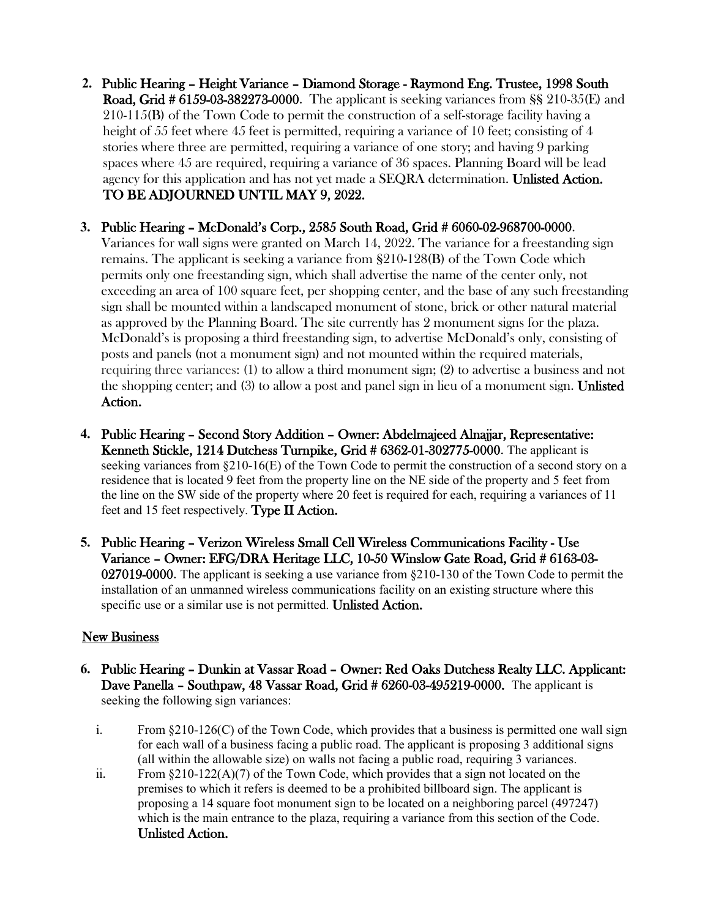2. **Public Hearing – Height Variance – Diamond Storage - Raymond Eng. Trustee, 1998 South Road, Grid # 6159-03-382273-0000.** The applicant is seeking variances from §§ 210-35(E) and 210-115(B) of the Town Code to permit the construction of a self-storage facility having a height of 55 feet where 45 feet is permitted, requiring a variance of 10 feet; consisting of 4 stories where three are permitted, requiring a variance of one story; and having 9 parking spaces where 45 are required, requiring a variance of 36 spaces. Planning Board will be lead agency for this application and has not yet made a SEQRA determination. **Unlisted Action. TO BE ADJOURNED UNTIL MAY 9, 2022.**

3. **Public Hearing – McDonald's Corp., 2585 South Road, Grid # 6060-02-968700-0000.** Variances for wall signs were granted on March 14, 2022. The variance for a freestanding sign remains. The applicant is seeking a variance from §210-128(B) of the Town Code which permits only one freestanding sign, which shall advertise the name of the center only, not exceeding an area of 100 square feet, per shopping center, and the base of any such freestanding sign shall be mounted within a landscaped monument of stone, brick or other natural material as approved by the Planning Board. The site currently has 2 monument signs for the plaza. McDonald's is proposing a third freestanding sign, to advertise McDonald's only, consisting of posts and panels (not a monument sign) and not mounted within the required materials, requiring three variances: (1) to allow a third monument sign; (2) to advertise a business and not the shopping center; and (3) to allow a post and panel sign in lieu of a monument sign. **Unlisted Action.**

4. **Public Hearing – Second Story Addition – Owner: Abdelmajeed Alnajjar, Representative: Kenneth Stickle, 1214 Dutchess Turnpike, Grid # 6362-01-302775-0000.** The applicant is seeking variances from §210-16(E) of the Town Code to permit the construction of a second story on a residence that is located 9 feet from the property line on the NE side of the property and 5 feet from the line on the SW side of the property where 20 feet is required for each, requiring a variances of 11 feet and 15 feet respectively. **Type II Action.**

5. **Public Hearing – Verizon Wireless Small Cell Wireless Communications Facility - Use Variance – Owner: EFG/DRA Heritage LLC, 10-50 Winslow Gate Road, Grid # 6163-03-027019-0000.** The applicant is seeking a use variance from §210-130 of the Town Code to permit the installation of an unmanned wireless communications facility on an existing structure where this specific use or a similar use is not permitted. **Unlisted Action.**

## New Business

6. **Public Hearing – Dunkin at Vassar Road – Owner: Red Oaks Dutchess Realty LLC. Applicant: Dave Panella – Southpaw, 48 Vassar Road, Grid # 6260-03-495219-0000.** The applicant is seeking the following sign variances:

   i. From §210-126(C) of the Town Code, which provides that a business is permitted one wall sign for each wall of a business facing a public road. The applicant is proposing 3 additional signs (all within the allowable size) on walls not facing a public road, requiring 3 variances.

   ii. From §210-122(A)(7) of the Town Code, which provides that a sign not located on the premises to which it refers is deemed to be a prohibited billboard sign. The applicant is proposing a 14 square foot monument sign to be located on a neighboring parcel (497247) which is the main entrance to the plaza, requiring a variance from this section of the Code. **Unlisted Action.**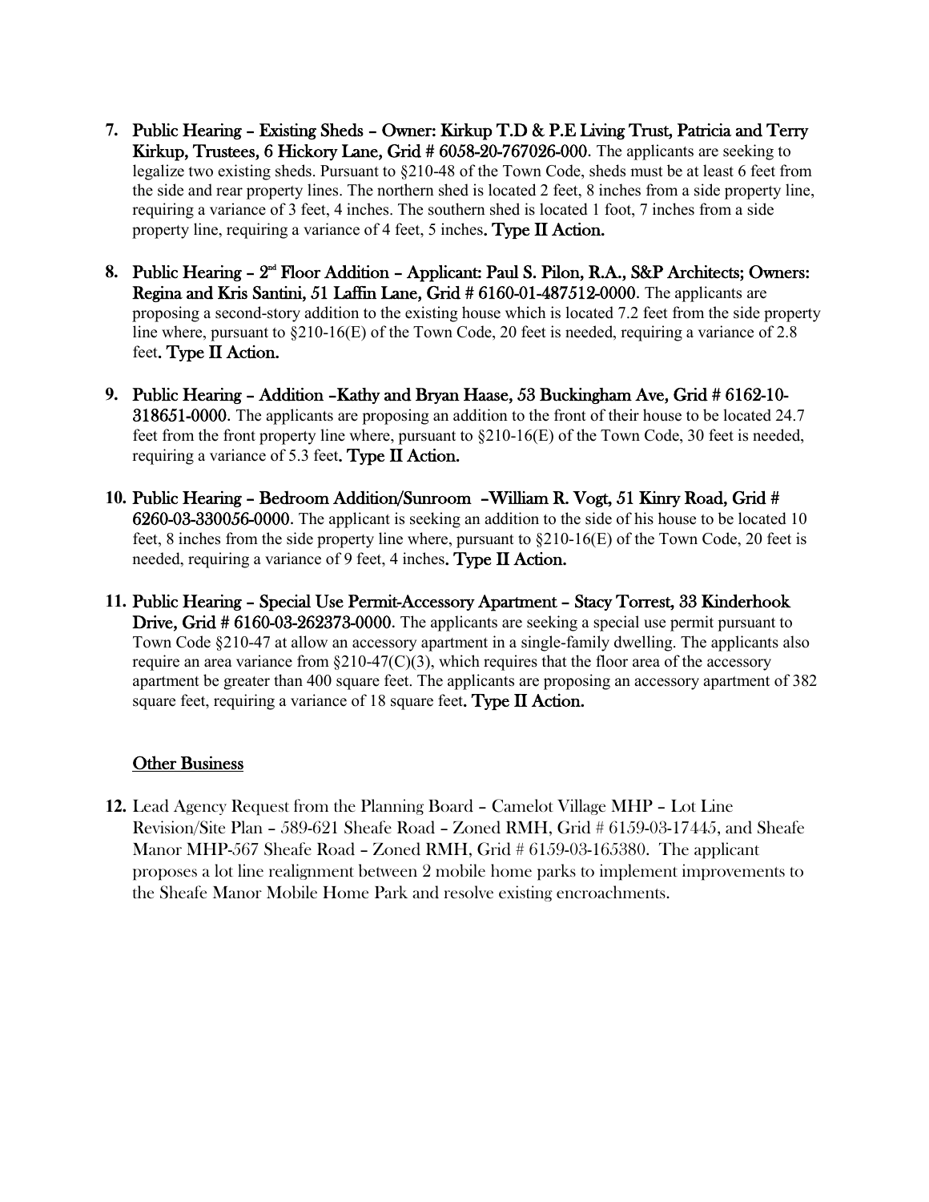7. **Public Hearing – Existing Sheds – Owner: Kirkup T.D & P.E Living Trust, Patricia and Terry Kirkup, Trustees, 6 Hickory Lane, Grid # 6058-20-767026-000**. The applicants are seeking to legalize two existing sheds. Pursuant to §210-48 of the Town Code, sheds must be at least 6 feet from the side and rear property lines. The northern shed is located 2 feet, 8 inches from a side property line, requiring a variance of 3 feet, 4 inches. The southern shed is located 1 foot, 7 inches from a side property line, requiring a variance of 4 feet, 5 inches. **Type II Action.**

8. **Public Hearing – 2nd Floor Addition – Applicant: Paul S. Pilon, R.A., S&P Architects; Owners: Regina and Kris Santini, 51 Laffin Lane, Grid # 6160-01-487512-0000**. The applicants are proposing a second-story addition to the existing house which is located 7.2 feet from the side property line where, pursuant to §210-16(E) of the Town Code, 20 feet is needed, requiring a variance of 2.8 feet. **Type II Action.**

9. **Public Hearing – Addition –Kathy and Bryan Haase, 53 Buckingham Ave, Grid # 6162-10-318651-0000**. The applicants are proposing an addition to the front of their house to be located 24.7 feet from the front property line where, pursuant to §210-16(E) of the Town Code, 30 feet is needed, requiring a variance of 5.3 feet. **Type II Action.**

10. **Public Hearing – Bedroom Addition/Sunroom –William R. Vogt, 51 Kinry Road, Grid # 6260-03-330056-0000**. The applicant is seeking an addition to the side of his house to be located 10 feet, 8 inches from the side property line where, pursuant to §210-16(E) of the Town Code, 20 feet is needed, requiring a variance of 9 feet, 4 inches. **Type II Action.**

11. **Public Hearing – Special Use Permit-Accessory Apartment – Stacy Torrest, 33 Kinderhook Drive, Grid # 6160-03-262373-0000**. The applicants are seeking a special use permit pursuant to Town Code §210-47 at allow an accessory apartment in a single-family dwelling. The applicants also require an area variance from §210-47(C)(3), which requires that the floor area of the accessory apartment be greater than 400 square feet. The applicants are proposing an accessory apartment of 382 square feet, requiring a variance of 18 square feet. **Type II Action.**

## Other Business

12. Lead Agency Request from the Planning Board – Camelot Village MHP – Lot Line Revision/Site Plan – 589-621 Sheafe Road – Zoned RMH, Grid # 6159-03-17445, and Sheafe Manor MHP-567 Sheafe Road – Zoned RMH, Grid # 6159-03-165380. The applicant proposes a lot line realignment between 2 mobile home parks to implement improvements to the Sheafe Manor Mobile Home Park and resolve existing encroachments.